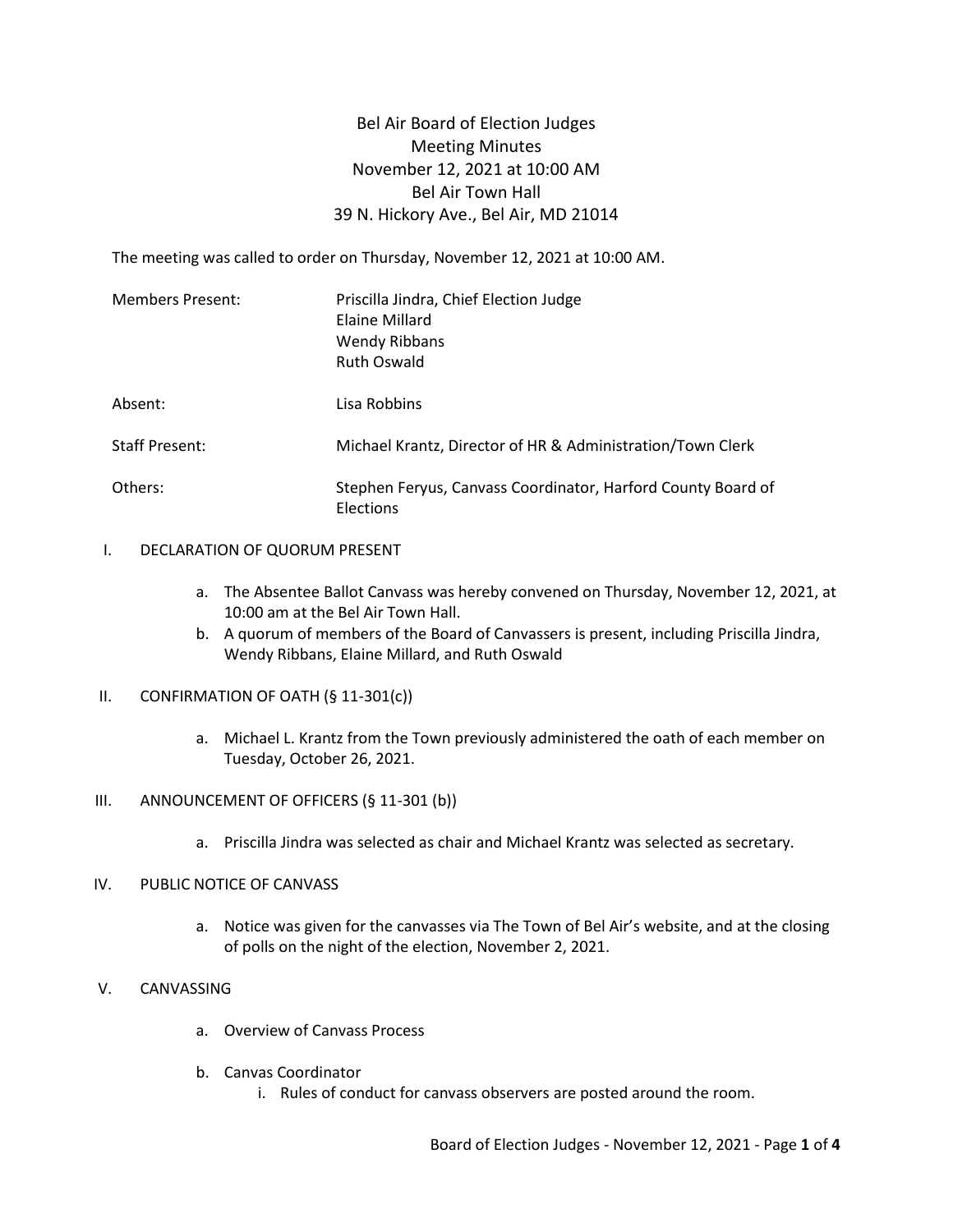# Bel Air Board of Election Judges
## Meeting Minutes
### November 12, 2021 at 10:00 AM
### Bel Air Town Hall
### 39 N. Hickory Ave., Bel Air, MD 21014

The meeting was called to order on Thursday, November 12, 2021 at 10:00 AM.

| | |
|---|---|
| Members Present: | Priscilla Jindra, Chief Election Judge<br>Elaine Millard<br>Wendy Ribbans<br>Ruth Oswald |
| Absent: | Lisa Robbins |
| Staff Present: | Michael Krantz, Director of HR & Administration/Town Clerk |
| Others: | Stephen Feryus, Canvass Coordinator, Harford County Board of Elections |

I. DECLARATION OF QUORUM PRESENT

   a. The Absentee Ballot Canvass was hereby convened on Thursday, November 12, 2021, at 10:00 am at the Bel Air Town Hall.
   b. A quorum of members of the Board of Canvassers is present, including Priscilla Jindra, Wendy Ribbans, Elaine Millard, and Ruth Oswald

II. CONFIRMATION OF OATH (§ 11-301(c))

   a. Michael L. Krantz from the Town previously administered the oath of each member on Tuesday, October 26, 2021.

III. ANNOUNCEMENT OF OFFICERS (§ 11-301 (b))

   a. Priscilla Jindra was selected as chair and Michael Krantz was selected as secretary.

IV. PUBLIC NOTICE OF CANVASS

   a. Notice was given for the canvasses via The Town of Bel Air's website, and at the closing of polls on the night of the election, November 2, 2021.

V. CANVASSING

   a. Overview of Canvass Process

   b. Canvas Coordinator
      i. Rules of conduct for canvass observers are posted around the room.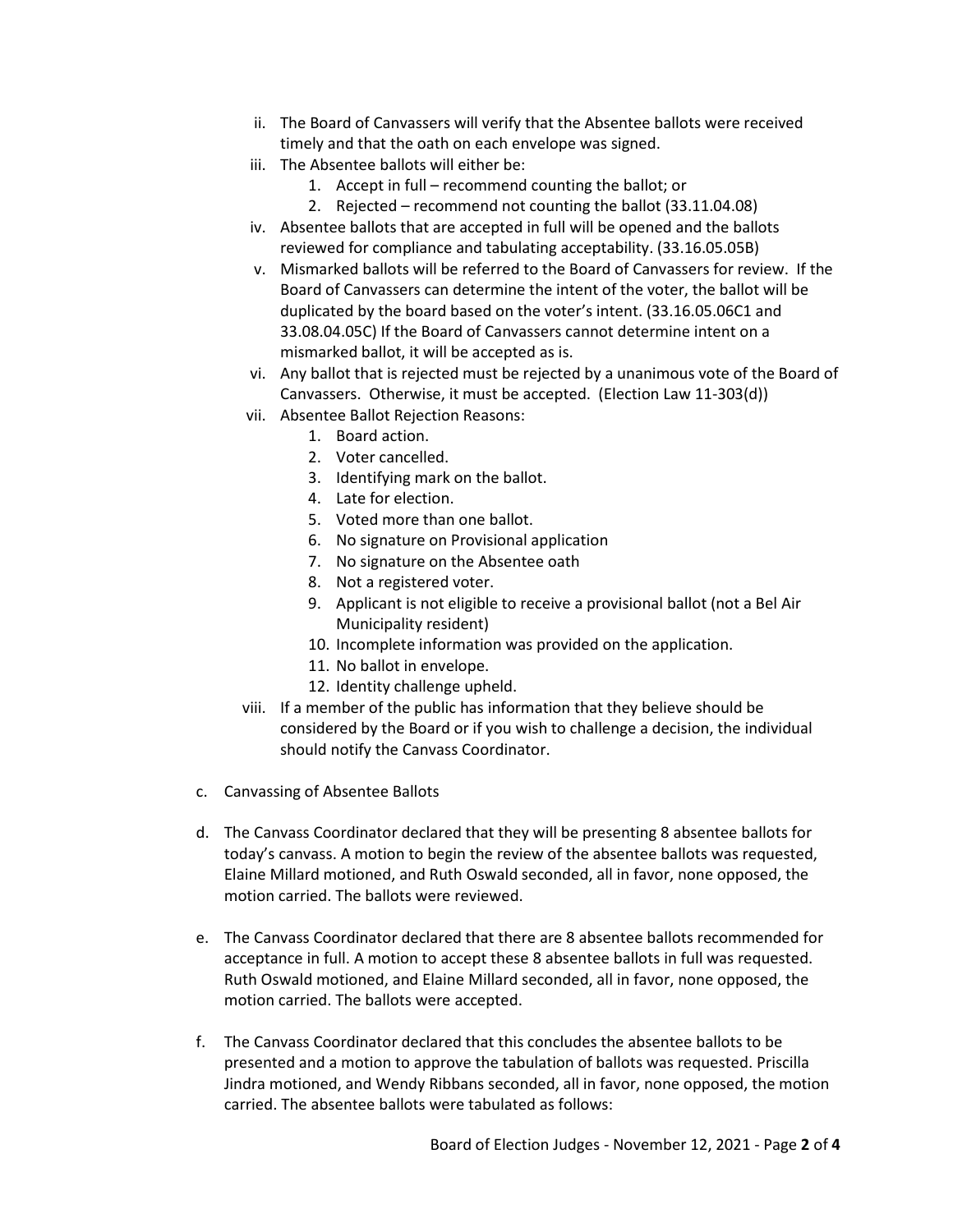ii. The Board of Canvassers will verify that the Absentee ballots were received timely and that the oath on each envelope was signed.

iii. The Absentee ballots will either be:
   1. Accept in full – recommend counting the ballot; or
   2. Rejected – recommend not counting the ballot (33.11.04.08)

iv. Absentee ballots that are accepted in full will be opened and the ballots reviewed for compliance and tabulating acceptability. (33.16.05.05B)

v. Mismarked ballots will be referred to the Board of Canvassers for review. If the Board of Canvassers can determine the intent of the voter, the ballot will be duplicated by the board based on the voter's intent. (33.16.05.06C1 and 33.08.04.05C) If the Board of Canvassers cannot determine intent on a mismarked ballot, it will be accepted as is.

vi. Any ballot that is rejected must be rejected by a unanimous vote of the Board of Canvassers. Otherwise, it must be accepted. (Election Law 11-303(d))

vii. Absentee Ballot Rejection Reasons:
   1. Board action.
   2. Voter cancelled.
   3. Identifying mark on the ballot.
   4. Late for election.
   5. Voted more than one ballot.
   6. No signature on Provisional application
   7. No signature on the Absentee oath
   8. Not a registered voter.
   9. Applicant is not eligible to receive a provisional ballot (not a Bel Air Municipality resident)
   10. Incomplete information was provided on the application.
   11. No ballot in envelope.
   12. Identity challenge upheld.

viii. If a member of the public has information that they believe should be considered by the Board or if you wish to challenge a decision, the individual should notify the Canvass Coordinator.

c. Canvassing of Absentee Ballots

d. The Canvass Coordinator declared that they will be presenting 8 absentee ballots for today's canvass. A motion to begin the review of the absentee ballots was requested, Elaine Millard motioned, and Ruth Oswald seconded, all in favor, none opposed, the motion carried. The ballots were reviewed.

e. The Canvass Coordinator declared that there are 8 absentee ballots recommended for acceptance in full. A motion to accept these 8 absentee ballots in full was requested. Ruth Oswald motioned, and Elaine Millard seconded, all in favor, none opposed, the motion carried. The ballots were accepted.

f. The Canvass Coordinator declared that this concludes the absentee ballots to be presented and a motion to approve the tabulation of ballots was requested. Priscilla Jindra motioned, and Wendy Ribbans seconded, all in favor, none opposed, the motion carried. The absentee ballots were tabulated as follows: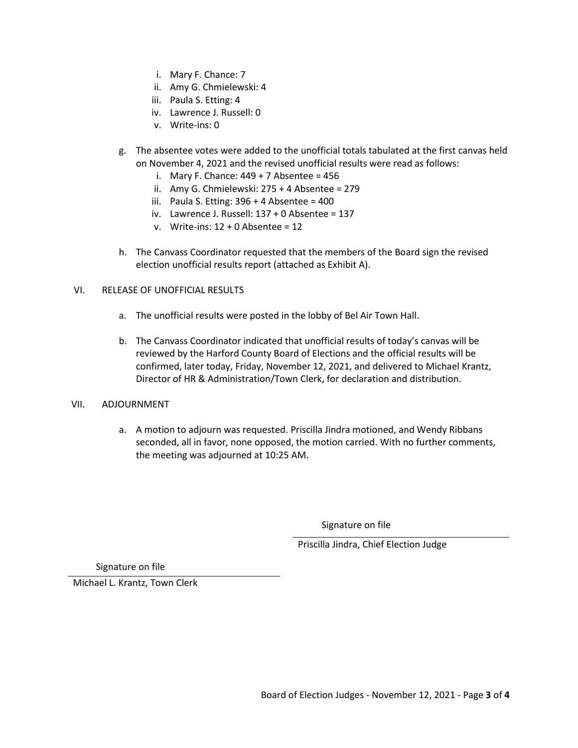i. Mary F. Chance: 7
   ii. Amy G. Chmielewski: 4
   iii. Paula S. Etting: 4
   iv. Lawrence J. Russell: 0
   v. Write-ins: 0

g. The absentee votes were added to the unofficial totals tabulated at the first canvas held on November 4, 2021 and the revised unofficial results were read as follows:
   i. Mary F. Chance: 449 + 7 Absentee = 456
   ii. Amy G. Chmielewski: 275 + 4 Absentee = 279
   iii. Paula S. Etting: 396 + 4 Absentee = 400
   iv. Lawrence J. Russell: 137 + 0 Absentee = 137
   v. Write-ins: 12 + 0 Absentee = 12

h. The Canvass Coordinator requested that the members of the Board sign the revised election unofficial results report (attached as Exhibit A).

## VI. RELEASE OF UNOFFICIAL RESULTS

a. The unofficial results were posted in the lobby of Bel Air Town Hall.

b. The Canvass Coordinator indicated that unofficial results of today's canvas will be reviewed by the Harford County Board of Elections and the official results will be confirmed, later today, Friday, November 12, 2021, and delivered to Michael Krantz, Director of HR & Administration/Town Clerk, for declaration and distribution.

## VII. ADJOURNMENT

a. A motion to adjourn was requested. Priscilla Jindra motioned, and Wendy Ribbans seconded, all in favor, none opposed, the motion carried. With no further comments, the meeting was adjourned at 10:25 AM.

Signature on file

Priscilla Jindra, Chief Election Judge

Signature on file

Michael L. Krantz, Town Clerk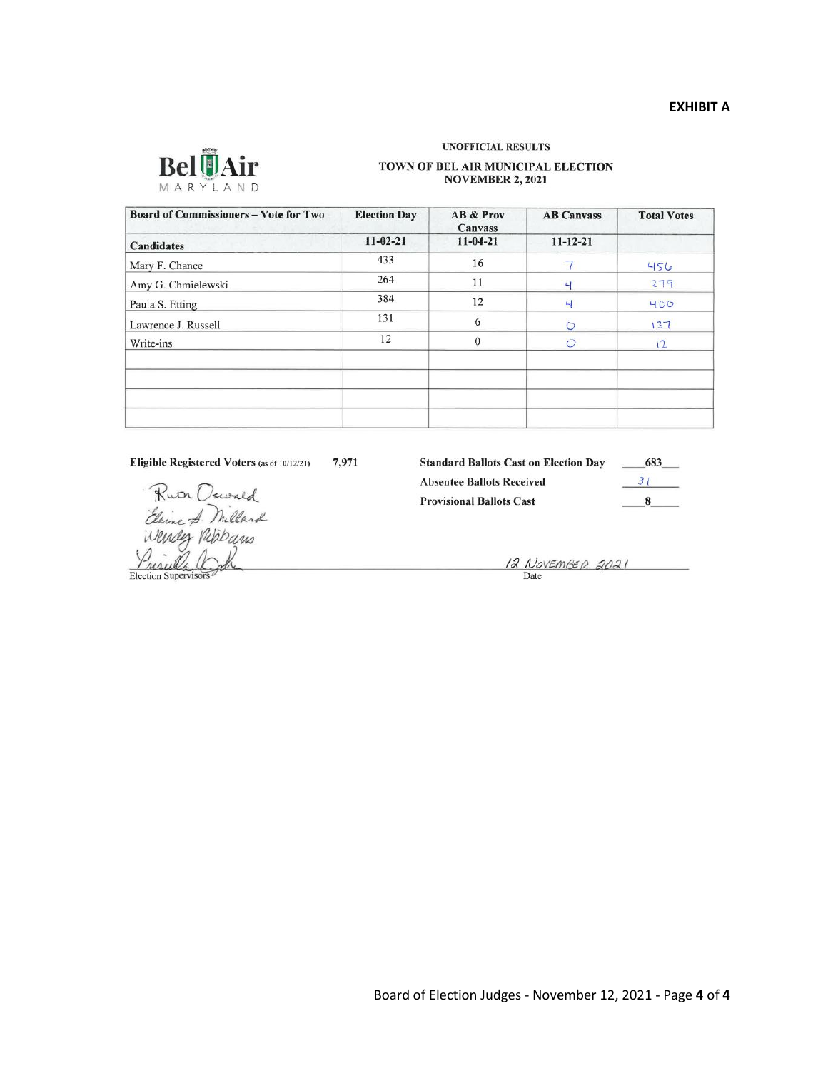**EXHIBIT A**

Bel Air MARYLAND

UNOFFICIAL RESULTS

TOWN OF BEL AIR MUNICIPAL ELECTION
NOVEMBER 2, 2021

| Board of Commissioners – Vote for Two | Election Day | AB & Prov Canvass | AB Canvass | Total Votes |
|---|---|---|---|---|
| **Candidates** | **11-02-21** | **11-04-21** | **11-12-21** | |
| Mary F. Chance | 433 | 16 | 7 | 456 |
| Amy G. Chmielewski | 264 | 11 | 4 | 279 |
| Paula S. Etting | 384 | 12 | 4 | 400 |
| Lawrence J. Russell | 131 | 6 | 0 | 137 |
| Write-ins | 12 | 0 | 0 | 12 |
| | | | | |
| | | | | |
| | | | | |
| | | | | |

**Eligible Registered Voters** (as of 10/12/21) **7,971**

**Standard Ballots Cast on Election Day** **683**

**Absentee Ballots Received** 31

**Provisional Ballots Cast** **8**

Ruth Oswald
Elaine A. Millard
Wendy Ribbans
Priscilla [signature]

Election Supervisors

12 NOVEMBER 2021

Date